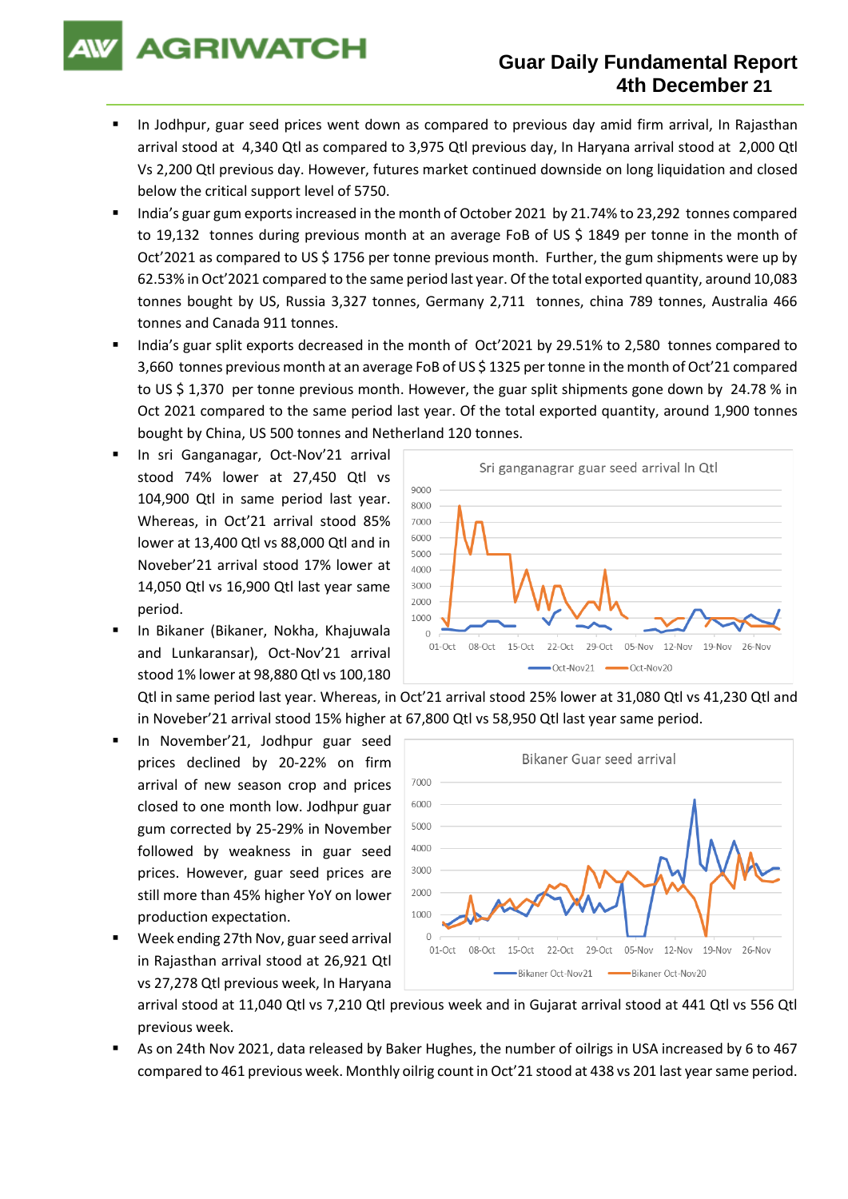# Guar Daily Fundamental Report
## 4th December 21

- In Jodhpur, guar seed prices went down as compared to previous day amid firm arrival, In Rajasthan arrival stood at 4,340 Qtl as compared to 3,975 Qtl previous day, In Haryana arrival stood at 2,000 Qtl Vs 2,200 Qtl previous day. However, futures market continued downside on long liquidation and closed below the critical support level of 5750.
- India's guar gum exports increased in the month of October 2021 by 21.74% to 23,292 tonnes compared to 19,132 tonnes during previous month at an average FoB of US $ 1849 per tonne in the month of Oct'2021 as compared to US $ 1756 per tonne previous month. Further, the gum shipments were up by 62.53% in Oct'2021 compared to the same period last year. Of the total exported quantity, around 10,083 tonnes bought by US, Russia 3,327 tonnes, Germany 2,711 tonnes, china 789 tonnes, Australia 466 tonnes and Canada 911 tonnes.
- India's guar split exports decreased in the month of Oct'2021 by 29.51% to 2,580 tonnes compared to 3,660 tonnes previous month at an average FoB of US $ 1325 per tonne in the month of Oct'21 compared to US $ 1,370 per tonne previous month. However, the guar split shipments gone down by 24.78 % in Oct 2021 compared to the same period last year. Of the total exported quantity, around 1,900 tonnes bought by China, US 500 tonnes and Netherland 120 tonnes.
- In sri Ganganagar, Oct-Nov'21 arrival stood 74% lower at 27,450 Qtl vs 104,900 Qtl in same period last year. Whereas, in Oct'21 arrival stood 85% lower at 13,400 Qtl vs 88,000 Qtl and in Noveber'21 arrival stood 17% lower at 14,050 Qtl vs 16,900 Qtl last year same period.
- In Bikaner (Bikaner, Nokha, Khajuwala and Lunkaransar), Oct-Nov'21 arrival stood 1% lower at 98,880 Qtl vs 100,180 Qtl in same period last year. Whereas, in Oct'21 arrival stood 25% lower at 31,080 Qtl vs 41,230 Qtl and in Noveber'21 arrival stood 15% higher at 67,800 Qtl vs 58,950 Qtl last year same period.
- In November'21, Jodhpur guar seed prices declined by 20-22% on firm arrival of new season crop and prices closed to one month low. Jodhpur guar gum corrected by 25-29% in November followed by weakness in guar seed prices. However, guar seed prices are still more than 45% higher YoY on lower production expectation.
- Week ending 27th Nov, guar seed arrival in Rajasthan arrival stood at 26,921 Qtl vs 27,278 Qtl previous week, In Haryana arrival stood at 11,040 Qtl vs 7,210 Qtl previous week and in Gujarat arrival stood at 441 Qtl vs 556 Qtl previous week.
- As on 24th Nov 2021, data released by Baker Hughes, the number of oilrigs in USA increased by 6 to 467 compared to 461 previous week. Monthly oilrig count in Oct'21 stood at 438 vs 201 last year same period.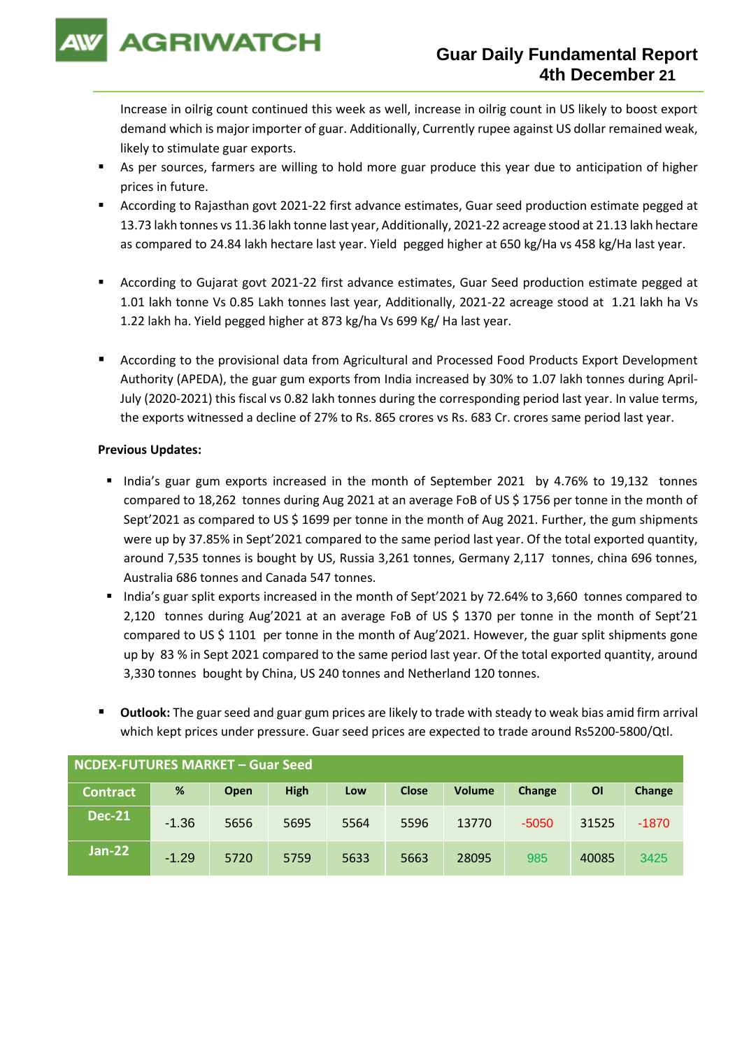Increase in oilrig count continued this week as well, increase in oilrig count in US likely to boost export demand which is major importer of guar. Additionally, Currently rupee against US dollar remained weak, likely to stimulate guar exports.

- As per sources, farmers are willing to hold more guar produce this year due to anticipation of higher prices in future.
- According to Rajasthan govt 2021-22 first advance estimates, Guar seed production estimate pegged at 13.73 lakh tonnes vs 11.36 lakh tonne last year, Additionally, 2021-22 acreage stood at 21.13 lakh hectare as compared to 24.84 lakh hectare last year. Yield pegged higher at 650 kg/Ha vs 458 kg/Ha last year.
- According to Gujarat govt 2021-22 first advance estimates, Guar Seed production estimate pegged at 1.01 lakh tonne Vs 0.85 Lakh tonnes last year, Additionally, 2021-22 acreage stood at 1.21 lakh ha Vs 1.22 lakh ha. Yield pegged higher at 873 kg/ha Vs 699 Kg/ Ha last year.
- According to the provisional data from Agricultural and Processed Food Products Export Development Authority (APEDA), the guar gum exports from India increased by 30% to 1.07 lakh tonnes during April-July (2020-2021) this fiscal vs 0.82 lakh tonnes during the corresponding period last year. In value terms, the exports witnessed a decline of 27% to Rs. 865 crores vs Rs. 683 Cr. crores same period last year.

**Previous Updates:**

- India's guar gum exports increased in the month of September 2021 by 4.76% to 19,132 tonnes compared to 18,262 tonnes during Aug 2021 at an average FoB of US $ 1756 per tonne in the month of Sept'2021 as compared to US $ 1699 per tonne in the month of Aug 2021. Further, the gum shipments were up by 37.85% in Sept'2021 compared to the same period last year. Of the total exported quantity, around 7,535 tonnes is bought by US, Russia 3,261 tonnes, Germany 2,117 tonnes, china 696 tonnes, Australia 686 tonnes and Canada 547 tonnes.
- India's guar split exports increased in the month of Sept'2021 by 72.64% to 3,660 tonnes compared to 2,120 tonnes during Aug'2021 at an average FoB of US $ 1370 per tonne in the month of Sept'21 compared to US $ 1101 per tonne in the month of Aug'2021. However, the guar split shipments gone up by 83 % in Sept 2021 compared to the same period last year. Of the total exported quantity, around 3,330 tonnes bought by China, US 240 tonnes and Netherland 120 tonnes.

- **Outlook:** The guar seed and guar gum prices are likely to trade with steady to weak bias amid firm arrival which kept prices under pressure. Guar seed prices are expected to trade around Rs5200-5800/Qtl.

**NCDEX-FUTURES MARKET – Guar Seed**

| Contract | % | Open | High | Low | Close | Volume | Change | OI | Change |
|---|---|---|---|---|---|---|---|---|---|
| Dec-21 | -1.36 | 5656 | 5695 | 5564 | 5596 | 13770 | -5050 | 31525 | -1870 |
| Jan-22 | -1.29 | 5720 | 5759 | 5633 | 5663 | 28095 | 985 | 40085 | 3425 |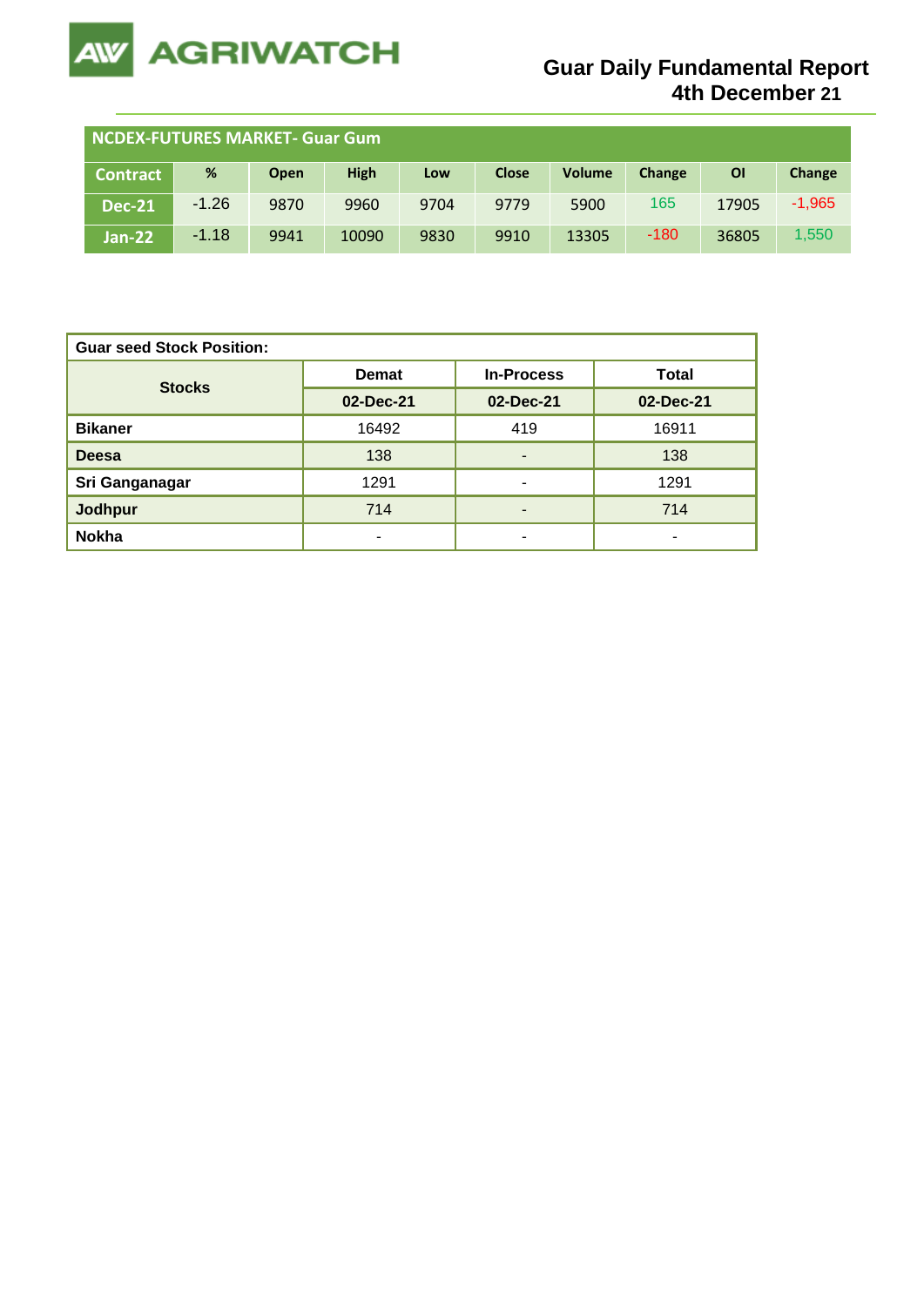# Guar Daily Fundamental Report
## 4th December 21

| NCDEX-FUTURES MARKET- Guar Gum | | | | | | | | | |
|---|---|---|---|---|---|---|---|---|---|
| **Contract** | **%** | **Open** | **High** | **Low** | **Close** | **Volume** | **Change** | **OI** | **Change** |
| **Dec-21** | -1.26 | 9870 | 9960 | 9704 | 9779 | 5900 | 165 | 17905 | -1,965 |
| **Jan-22** | -1.18 | 9941 | 10090 | 9830 | 9910 | 13305 | -180 | 36805 | 1,550 |

| **Guar seed Stock Position:** | | | |
|---|---|---|---|
| **Stocks** | **Demat** | **In-Process** | **Total** |
| | **02-Dec-21** | **02-Dec-21** | **02-Dec-21** |
| **Bikaner** | 16492 | 419 | 16911 |
| **Deesa** | 138 | - | 138 |
| **Sri Ganganagar** | 1291 | - | 1291 |
| **Jodhpur** | 714 | - | 714 |
| **Nokha** | - | - | - |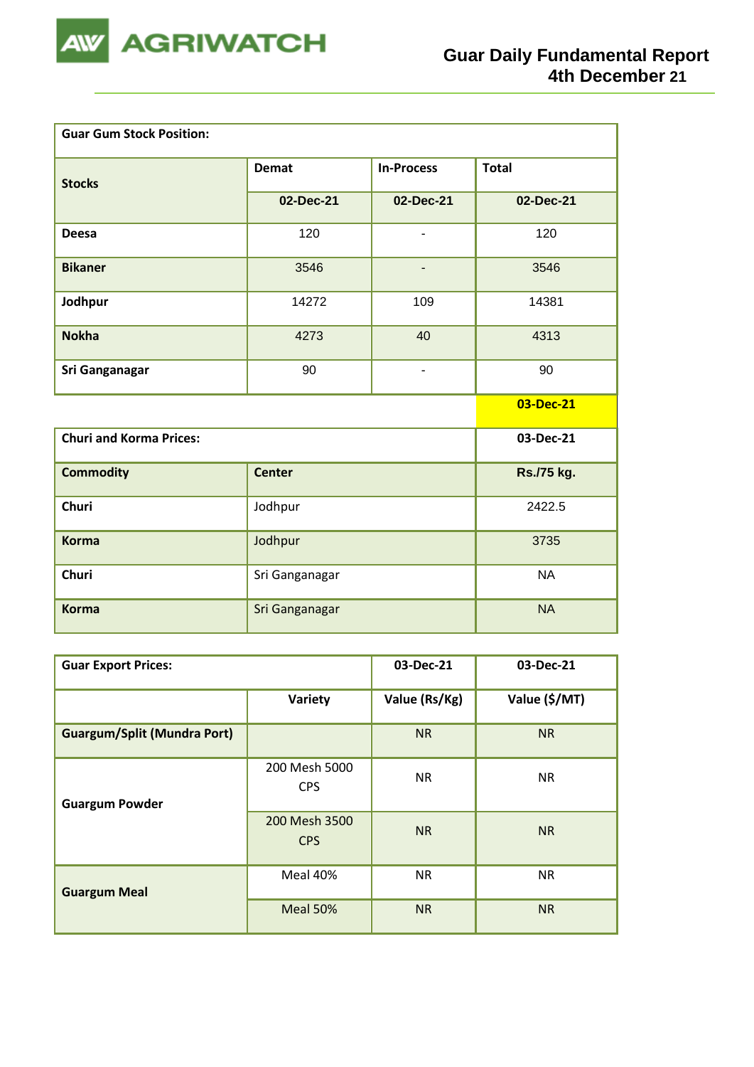| Guar Gum Stock Position: | | | |
|---|---|---|---|
| Stocks | Demat | In-Process | Total |
| | 02-Dec-21 | 02-Dec-21 | 02-Dec-21 |
| Deesa | 120 | - | 120 |
| Bikaner | 3546 | - | 3546 |
| Jodhpur | 14272 | 109 | 14381 |
| Nokha | 4273 | 40 | 4313 |
| Sri Ganganagar | 90 | - | 90 |

| Churi and Korma Prices: | | 03-Dec-21 |
|---|---|---|
| Commodity | Center | Rs./75 kg. |
| Churi | Jodhpur | 2422.5 |
| Korma | Jodhpur | 3735 |
| Churi | Sri Ganganagar | NA |
| Korma | Sri Ganganagar | NA |

| Guar Export Prices: | | 03-Dec-21 | 03-Dec-21 |
|---|---|---|---|
| | Variety | Value (Rs/Kg) | Value ($/MT) |
| Guargum/Split (Mundra Port) | | NR | NR |
| Guargum Powder | 200 Mesh 5000 CPS | NR | NR |
| | 200 Mesh 3500 CPS | NR | NR |
| Guargum Meal | Meal 40% | NR | NR |
| | Meal 50% | NR | NR |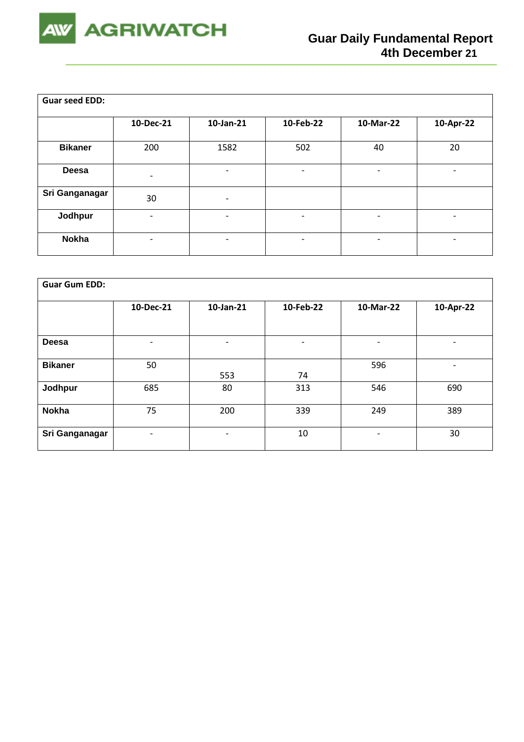| Guar seed EDD: | | | | | |
|---|---|---|---|---|---|
| | 10-Dec-21 | 10-Jan-21 | 10-Feb-22 | 10-Mar-22 | 10-Apr-22 |
| Bikaner | 200 | 1582 | 502 | 40 | 20 |
| Deesa | - | - | - | - | - |
| Sri Ganganagar | 30 | - | | | |
| Jodhpur | - | - | - | - | - |
| Nokha | - | - | - | - | - |

| Guar Gum EDD: | | | | | |
|---|---|---|---|---|---|
| | 10-Dec-21 | 10-Jan-21 | 10-Feb-22 | 10-Mar-22 | 10-Apr-22 |
| Deesa | - | - | - | - | - |
| Bikaner | 50 | 553 | 74 | 596 | - |
| Jodhpur | 685 | 80 | 313 | 546 | 690 |
| Nokha | 75 | 200 | 339 | 249 | 389 |
| Sri Ganganagar | - | - | 10 | - | 30 |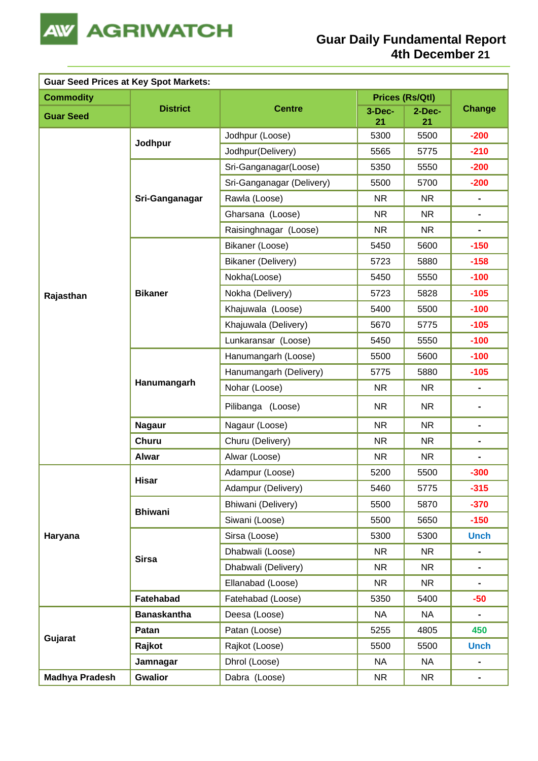# Guar Daily Fundamental Report
## 4th December 21

| Guar Seed Prices at Key Spot Markets: | | | | | |
|---|---|---|---|---|---|
| **Commodity** | **District** | **Centre** | **Prices (Rs/Qtl)** | | **Change** |
| **Guar Seed** | | | **3-Dec-21** | **2-Dec-21** | |
| **Rajasthan** | **Jodhpur** | Jodhpur (Loose) | 5300 | 5500 | -200 |
| | | Jodhpur(Delivery) | 5565 | 5775 | -210 |
| | **Sri-Ganganagar** | Sri-Ganganagar(Loose) | 5350 | 5550 | -200 |
| | | Sri-Ganganagar (Delivery) | 5500 | 5700 | -200 |
| | | Rawla (Loose) | NR | NR | - |
| | | Gharsana (Loose) | NR | NR | - |
| | | Raisinghnagar (Loose) | NR | NR | - |
| | **Bikaner** | Bikaner (Loose) | 5450 | 5600 | -150 |
| | | Bikaner (Delivery) | 5723 | 5880 | -158 |
| | | Nokha(Loose) | 5450 | 5550 | -100 |
| | | Nokha (Delivery) | 5723 | 5828 | -105 |
| | | Khajuwala (Loose) | 5400 | 5500 | -100 |
| | | Khajuwala (Delivery) | 5670 | 5775 | -105 |
| | | Lunkaransar (Loose) | 5450 | 5550 | -100 |
| | **Hanumangarh** | Hanumangarh (Loose) | 5500 | 5600 | -100 |
| | | Hanumangarh (Delivery) | 5775 | 5880 | -105 |
| | | Nohar (Loose) | NR | NR | - |
| | | Pilibanga (Loose) | NR | NR | - |
| | **Nagaur** | Nagaur (Loose) | NR | NR | - |
| | **Churu** | Churu (Delivery) | NR | NR | - |
| | **Alwar** | Alwar (Loose) | NR | NR | - |
| **Haryana** | **Hisar** | Adampur (Loose) | 5200 | 5500 | -300 |
| | | Adampur (Delivery) | 5460 | 5775 | -315 |
| | **Bhiwani** | Bhiwani (Delivery) | 5500 | 5870 | -370 |
| | | Siwani (Loose) | 5500 | 5650 | -150 |
| | **Sirsa** | Sirsa (Loose) | 5300 | 5300 | Unch |
| | | Dhabwali (Loose) | NR | NR | - |
| | | Dhabwali (Delivery) | NR | NR | - |
| | | Ellanabad (Loose) | NR | NR | - |
| | **Fatehabad** | Fatehabad (Loose) | 5350 | 5400 | -50 |
| **Gujarat** | **Banaskantha** | Deesa (Loose) | NA | NA | - |
| | **Patan** | Patan (Loose) | 5255 | 4805 | 450 |
| | **Rajkot** | Rajkot (Loose) | 5500 | 5500 | Unch |
| | **Jamnagar** | Dhrol (Loose) | NA | NA | - |
| **Madhya Pradesh** | **Gwalior** | Dabra (Loose) | NR | NR | - |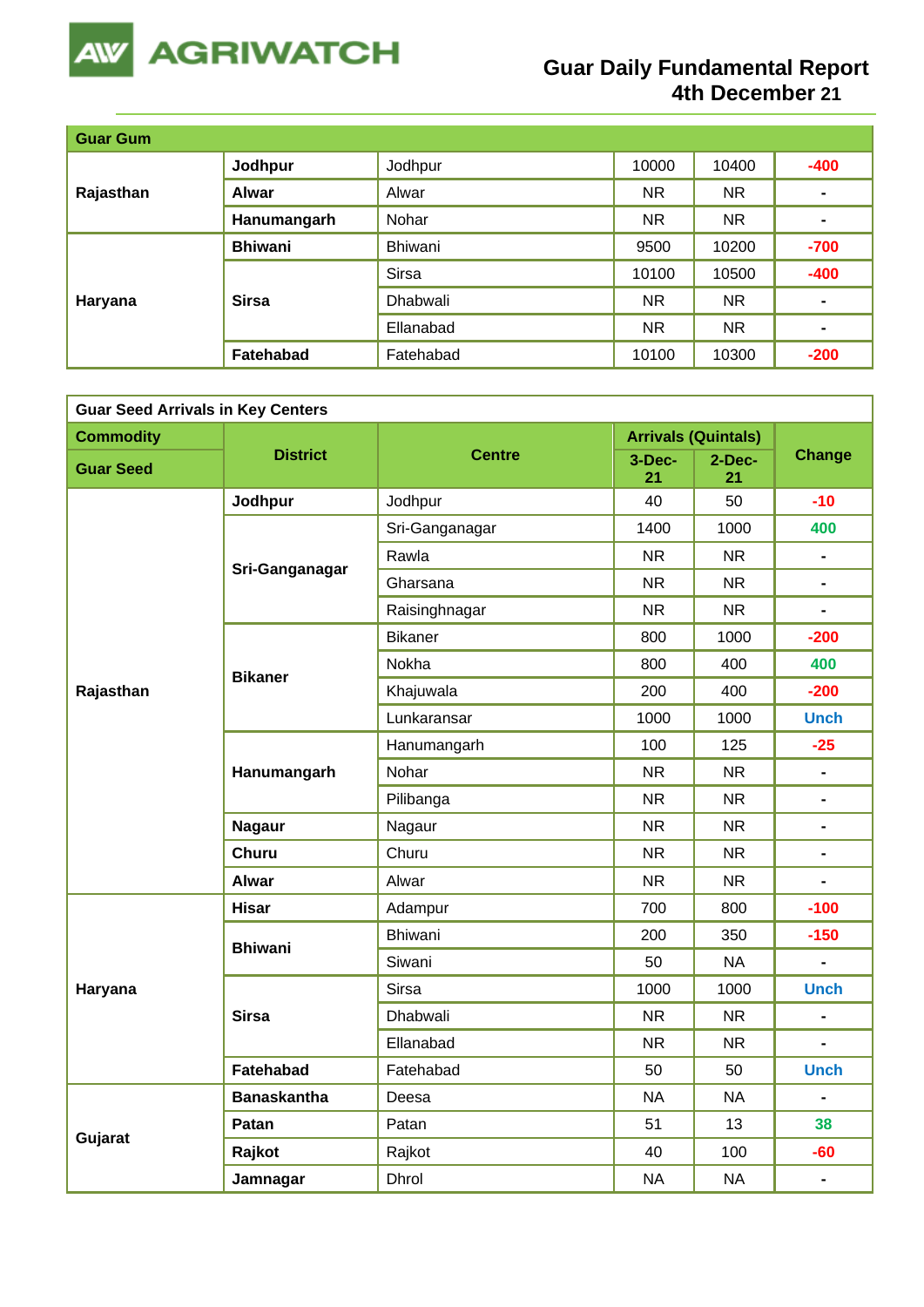# Guar Daily Fundamental Report
## 4th December 21

| Guar Gum | | | | | |
|---|---|---|---|---|---|
| Rajasthan | Jodhpur | Jodhpur | 10000 | 10400 | -400 |
| | Alwar | Alwar | NR | NR | - |
| | Hanumangarh | Nohar | NR | NR | - |
| Haryana | Bhiwani | Bhiwani | 9500 | 10200 | -700 |
| | Sirsa | Sirsa | 10100 | 10500 | -400 |
| | | Dhabwali | NR | NR | - |
| | | Ellanabad | NR | NR | - |
| | Fatehabad | Fatehabad | 10100 | 10300 | -200 |

**Guar Seed Arrivals in Key Centers**

| Commodity / Guar Seed | District | Centre | Arrivals (Quintals) | | Change |
|---|---|---|---|---|---|
| | | | 3-Dec-21 | 2-Dec-21 | |
| Rajasthan | Jodhpur | Jodhpur | 40 | 50 | -10 |
| | Sri-Ganganagar | Sri-Ganganagar | 1400 | 1000 | 400 |
| | | Rawla | NR | NR | - |
| | | Gharsana | NR | NR | - |
| | | Raisinghnagar | NR | NR | - |
| | Bikaner | Bikaner | 800 | 1000 | -200 |
| | | Nokha | 800 | 400 | 400 |
| | | Khajuwala | 200 | 400 | -200 |
| | | Lunkaransar | 1000 | 1000 | Unch |
| | Hanumangarh | Hanumangarh | 100 | 125 | -25 |
| | | Nohar | NR | NR | - |
| | | Pilibanga | NR | NR | - |
| | Nagaur | Nagaur | NR | NR | - |
| | Churu | Churu | NR | NR | - |
| | Alwar | Alwar | NR | NR | - |
| Haryana | Hisar | Adampur | 700 | 800 | -100 |
| | Bhiwani | Bhiwani | 200 | 350 | -150 |
| | | Siwani | 50 | NA | - |
| | Sirsa | Sirsa | 1000 | 1000 | Unch |
| | | Dhabwali | NR | NR | - |
| | | Ellanabad | NR | NR | - |
| | Fatehabad | Fatehabad | 50 | 50 | Unch |
| Gujarat | Banaskantha | Deesa | NA | NA | - |
| | Patan | Patan | 51 | 13 | 38 |
| | Rajkot | Rajkot | 40 | 100 | -60 |
| | Jamnagar | Dhrol | NA | NA | - |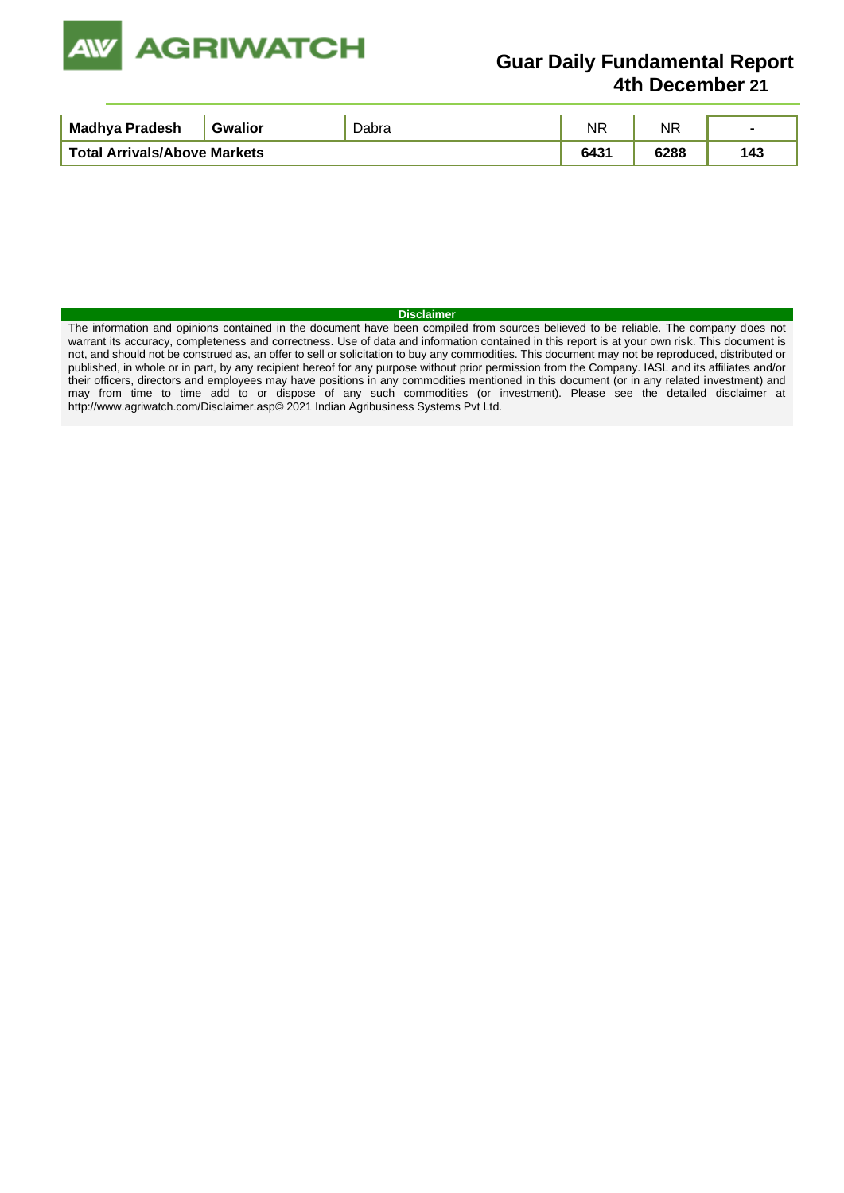| | | | | | |
|---|---|---|---|---|---|
| **Madhya Pradesh** | **Gwalior** | Dabra | NR | NR | - |
| **Total Arrivals/Above Markets** | | | **6431** | **6288** | **143** |

**Disclaimer**

The information and opinions contained in the document have been compiled from sources believed to be reliable. The company does not warrant its accuracy, completeness and correctness. Use of data and information contained in this report is at your own risk. This document is not, and should not be construed as, an offer to sell or solicitation to buy any commodities. This document may not be reproduced, distributed or published, in whole or in part, by any recipient hereof for any purpose without prior permission from the Company. IASL and its affiliates and/or their officers, directors and employees may have positions in any commodities mentioned in this document (or in any related investment) and may from time to time add to or dispose of any such commodities (or investment). Please see the detailed disclaimer at http://www.agriwatch.com/Disclaimer.asp© 2021 Indian Agribusiness Systems Pvt Ltd.